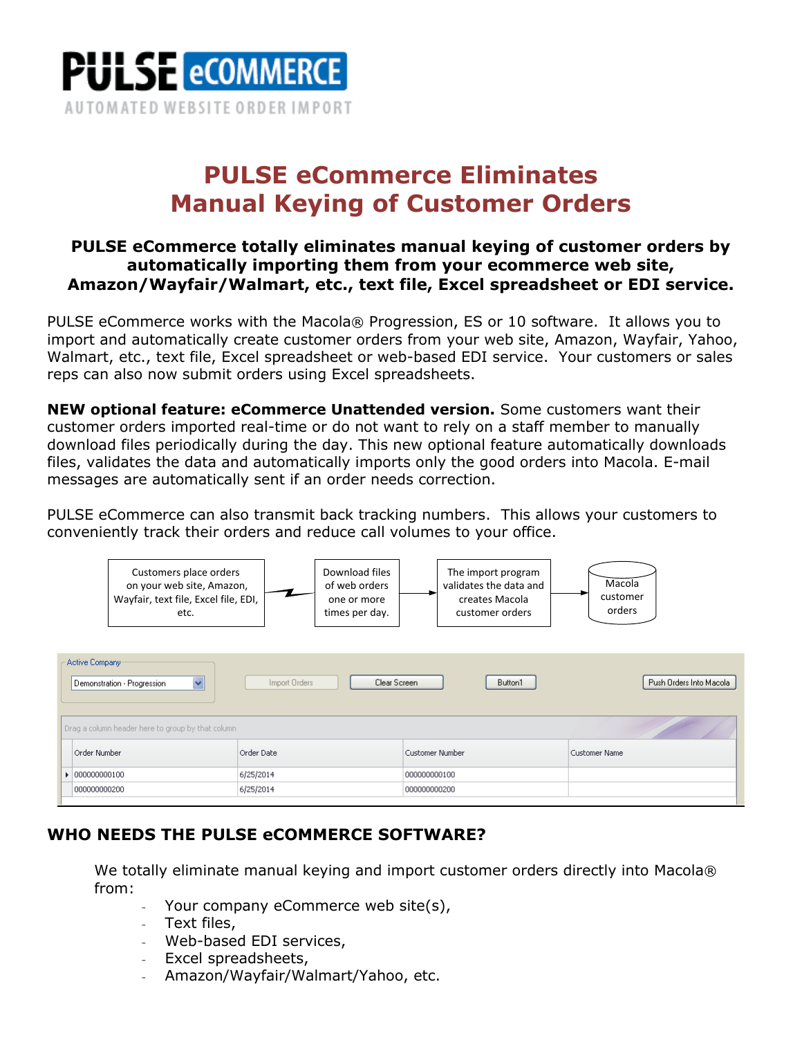# PULSE eCOMMERCE

AUTOMATED WEBSITE ORDER IMPORT

## PULSE eCommerce Eliminates Manual Keying of Customer Orders

**PULSE eCommerce totally eliminates manual keying of customer orders by automatically importing them from your ecommerce web site, Amazon/Wayfair/Walmart, etc., text file, Excel spreadsheet or EDI service.**

PULSE eCommerce works with the Macola® Progression, ES or 10 software. It allows you to import and automatically create customer orders from your web site, Amazon, Wayfair, Yahoo, Walmart, etc., text file, Excel spreadsheet or web-based EDI service. Your customers or sales reps can also now submit orders using Excel spreadsheets.

**NEW optional feature: eCommerce Unattended version.** Some customers want their customer orders imported real-time or do not want to rely on a staff member to manually download files periodically during the day. This new optional feature automatically downloads files, validates the data and automatically imports only the good orders into Macola. E-mail messages are automatically sent if an order needs correction.

PULSE eCommerce can also transmit back tracking numbers. This allows your customers to conveniently track their orders and reduce call volumes to your office.

Customers place orders on your web site, Amazon, Wayfair, text file, Excel file, EDI, etc. → Download files of web orders one or more times per day. → The import program validates the data and creates Macola customer orders → Macola customer orders

Active Company: Demonstration - Progression | Import Orders | Clear Screen | Button1 | Push Orders Into Macola

Drag a column header here to group by that column

| Order Number | Order Date | Customer Number | Customer Name |
|---|---|---|---|
| 000000000100 | 6/25/2014 | 000000000100 | |
| 000000000200 | 6/25/2014 | 000000000200 | |

## WHO NEEDS THE PULSE eCOMMERCE SOFTWARE?

We totally eliminate manual keying and import customer orders directly into Macola® from:

- Your company eCommerce web site(s),
- Text files,
- Web-based EDI services,
- Excel spreadsheets,
- Amazon/Wayfair/Walmart/Yahoo, etc.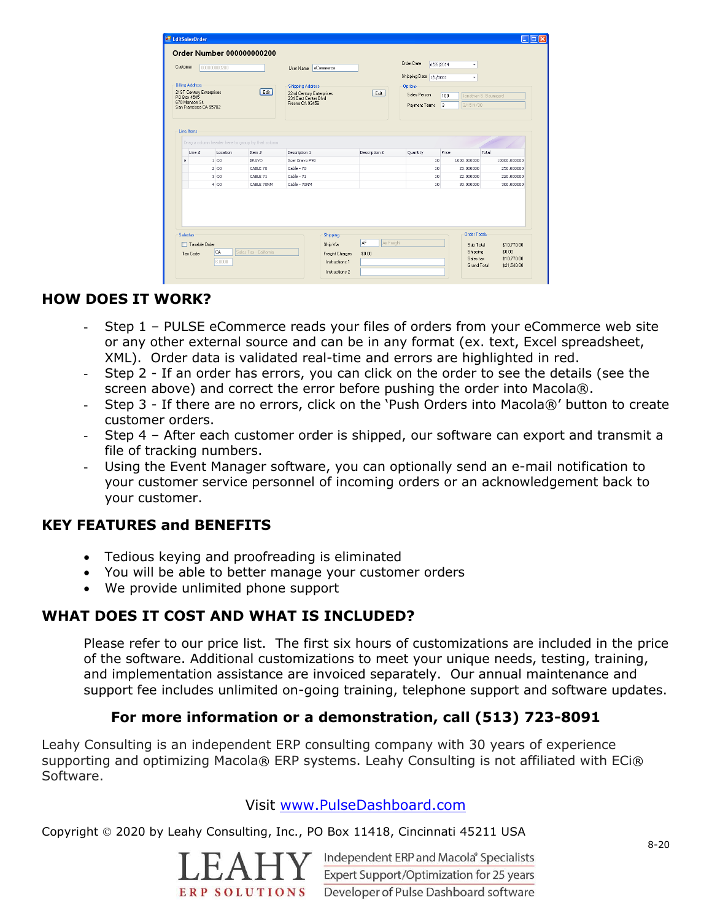## HOW DOES IT WORK?

- Step 1 – PULSE eCommerce reads your files of orders from your eCommerce web site or any other external source and can be in any format (ex. text, Excel spreadsheet, XML). Order data is validated real-time and errors are highlighted in red.
- Step 2 - If an order has errors, you can click on the order to see the details (see the screen above) and correct the error before pushing the order into Macola®.
- Step 3 - If there are no errors, click on the 'Push Orders into Macola®' button to create customer orders.
- Step 4 – After each customer order is shipped, our software can export and transmit a file of tracking numbers.
- Using the Event Manager software, you can optionally send an e-mail notification to your customer service personnel of incoming orders or an acknowledgement back to your customer.

## KEY FEATURES and BENEFITS

- Tedious keying and proofreading is eliminated
- You will be able to better manage your customer orders
- We provide unlimited phone support

## WHAT DOES IT COST AND WHAT IS INCLUDED?

Please refer to our price list. The first six hours of customizations are included in the price of the software. Additional customizations to meet your unique needs, testing, training, and implementation assistance are invoiced separately. Our annual maintenance and support fee includes unlimited on-going training, telephone support and software updates.

**For more information or a demonstration, call (513) 723-8091**

Leahy Consulting is an independent ERP consulting company with 30 years of experience supporting and optimizing Macola® ERP systems. Leahy Consulting is not affiliated with ECi® Software.

Visit www.PulseDashboard.com

Copyright © 2020 by Leahy Consulting, Inc., PO Box 11418, Cincinnati 45211 USA

8-20

LEAHY ERP SOLUTIONS

Independent ERP and Macola® Specialists
Expert Support/Optimization for 25 years
Developer of Pulse Dashboard software